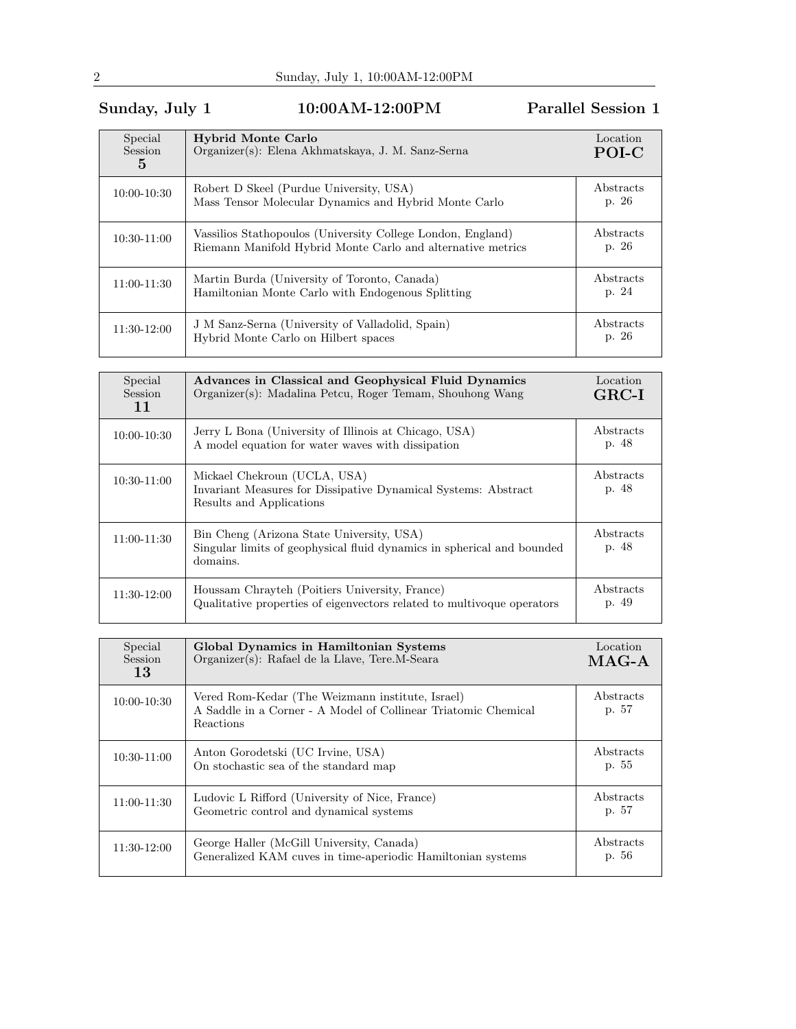## Sunday, July 1 — 10:00AM-12:00PM — Parallel Session 1

| Special Session 5 | **Hybrid Monte Carlo**<br>Organizer(s): Elena Akhmatskaya, J. M. Sanz-Serna | Location **POI-C** |
|---|---|---|
| 10:00-10:30 | Robert D Skeel (Purdue University, USA)<br>Mass Tensor Molecular Dynamics and Hybrid Monte Carlo | Abstracts p. 26 |
| 10:30-11:00 | Vassilios Stathopoulos (University College London, England)<br>Riemann Manifold Hybrid Monte Carlo and alternative metrics | Abstracts p. 26 |
| 11:00-11:30 | Martin Burda (University of Toronto, Canada)<br>Hamiltonian Monte Carlo with Endogenous Splitting | Abstracts p. 24 |
| 11:30-12:00 | J M Sanz-Serna (University of Valladolid, Spain)<br>Hybrid Monte Carlo on Hilbert spaces | Abstracts p. 26 |

| Special Session 11 | **Advances in Classical and Geophysical Fluid Dynamics**<br>Organizer(s): Madalina Petcu, Roger Temam, Shouhong Wang | Location **GRC-I** |
|---|---|---|
| 10:00-10:30 | Jerry L Bona (University of Illinois at Chicago, USA)<br>A model equation for water waves with dissipation | Abstracts p. 48 |
| 10:30-11:00 | Mickael Chekroun (UCLA, USA)<br>Invariant Measures for Dissipative Dynamical Systems: Abstract Results and Applications | Abstracts p. 48 |
| 11:00-11:30 | Bin Cheng (Arizona State University, USA)<br>Singular limits of geophysical fluid dynamics in spherical and bounded domains. | Abstracts p. 48 |
| 11:30-12:00 | Houssam Chrayteh (Poitiers University, France)<br>Qualitative properties of eigenvectors related to multivoque operators | Abstracts p. 49 |

| Special Session 13 | **Global Dynamics in Hamiltonian Systems**<br>Organizer(s): Rafael de la Llave, Tere.M-Seara | Location **MAG-A** |
|---|---|---|
| 10:00-10:30 | Vered Rom-Kedar (The Weizmann institute, Israel)<br>A Saddle in a Corner - A Model of Collinear Triatomic Chemical Reactions | Abstracts p. 57 |
| 10:30-11:00 | Anton Gorodetski (UC Irvine, USA)<br>On stochastic sea of the standard map | Abstracts p. 55 |
| 11:00-11:30 | Ludovic L Rifford (University of Nice, France)<br>Geometric control and dynamical systems | Abstracts p. 57 |
| 11:30-12:00 | George Haller (McGill University, Canada)<br>Generalized KAM cuves in time-aperiodic Hamiltonian systems | Abstracts p. 56 |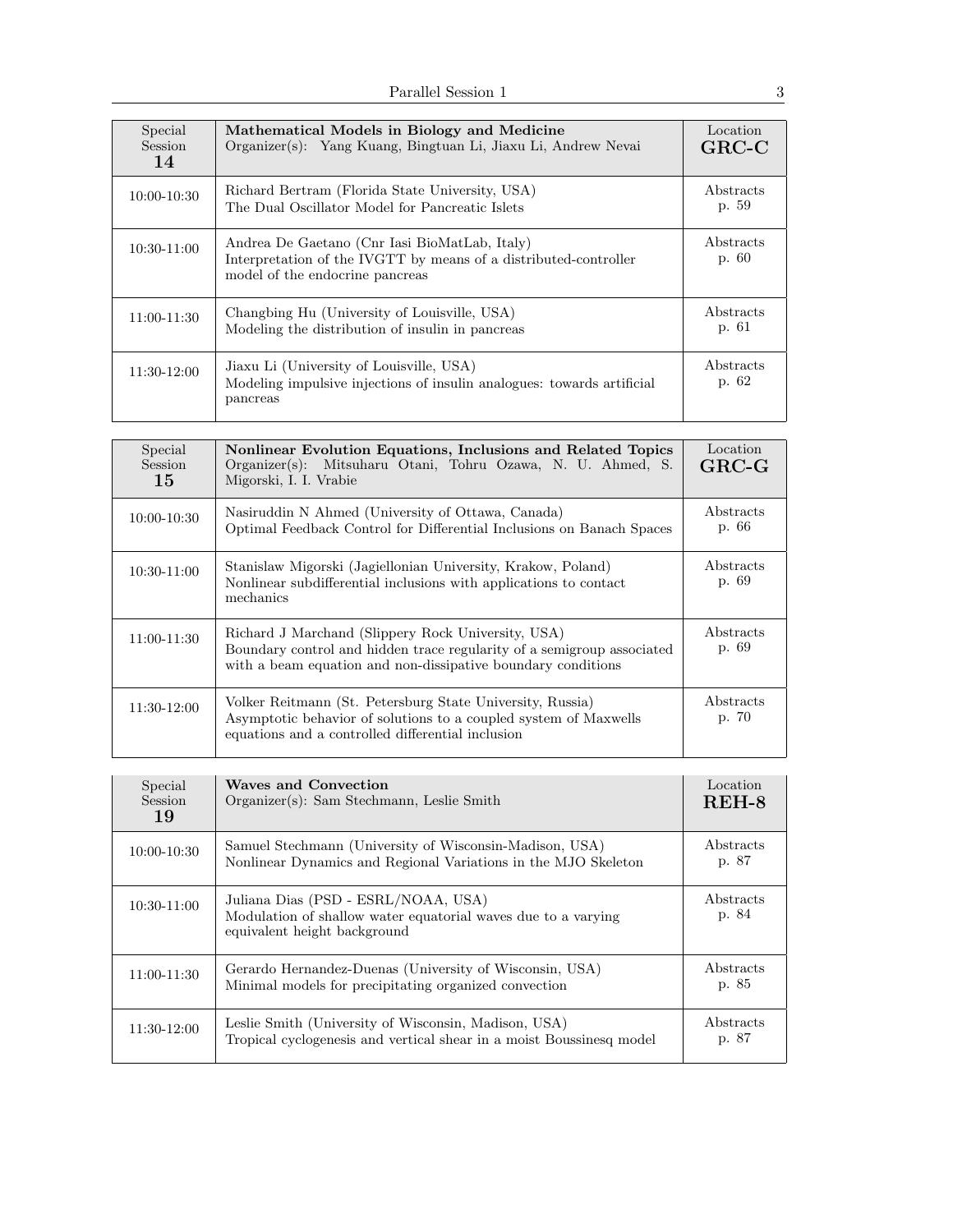| Special Session 14 | **Mathematical Models in Biology and Medicine** Organizer(s): Yang Kuang, Bingtuan Li, Jiaxu Li, Andrew Nevai | Location **GRC-C** |
|---|---|---|
| 10:00-10:30 | Richard Bertram (Florida State University, USA) The Dual Oscillator Model for Pancreatic Islets | Abstracts p. 59 |
| 10:30-11:00 | Andrea De Gaetano (Cnr Iasi BioMatLab, Italy) Interpretation of the IVGTT by means of a distributed-controller model of the endocrine pancreas | Abstracts p. 60 |
| 11:00-11:30 | Changbing Hu (University of Louisville, USA) Modeling the distribution of insulin in pancreas | Abstracts p. 61 |
| 11:30-12:00 | Jiaxu Li (University of Louisville, USA) Modeling impulsive injections of insulin analogues: towards artificial pancreas | Abstracts p. 62 |

| Special Session 15 | **Nonlinear Evolution Equations, Inclusions and Related Topics** Organizer(s): Mitsuharu Otani, Tohru Ozawa, N. U. Ahmed, S. Migorski, I. I. Vrabie | Location **GRC-G** |
|---|---|---|
| 10:00-10:30 | Nasiruddin N Ahmed (University of Ottawa, Canada) Optimal Feedback Control for Differential Inclusions on Banach Spaces | Abstracts p. 66 |
| 10:30-11:00 | Stanislaw Migorski (Jagiellonian University, Krakow, Poland) Nonlinear subdifferential inclusions with applications to contact mechanics | Abstracts p. 69 |
| 11:00-11:30 | Richard J Marchand (Slippery Rock University, USA) Boundary control and hidden trace regularity of a semigroup associated with a beam equation and non-dissipative boundary conditions | Abstracts p. 69 |
| 11:30-12:00 | Volker Reitmann (St. Petersburg State University, Russia) Asymptotic behavior of solutions to a coupled system of Maxwells equations and a controlled differential inclusion | Abstracts p. 70 |

| Special Session 19 | **Waves and Convection** Organizer(s): Sam Stechmann, Leslie Smith | Location **REH-8** |
|---|---|---|
| 10:00-10:30 | Samuel Stechmann (University of Wisconsin-Madison, USA) Nonlinear Dynamics and Regional Variations in the MJO Skeleton | Abstracts p. 87 |
| 10:30-11:00 | Juliana Dias (PSD - ESRL/NOAA, USA) Modulation of shallow water equatorial waves due to a varying equivalent height background | Abstracts p. 84 |
| 11:00-11:30 | Gerardo Hernandez-Duenas (University of Wisconsin, USA) Minimal models for precipitating organized convection | Abstracts p. 85 |
| 11:30-12:00 | Leslie Smith (University of Wisconsin, Madison, USA) Tropical cyclogenesis and vertical shear in a moist Boussinesq model | Abstracts p. 87 |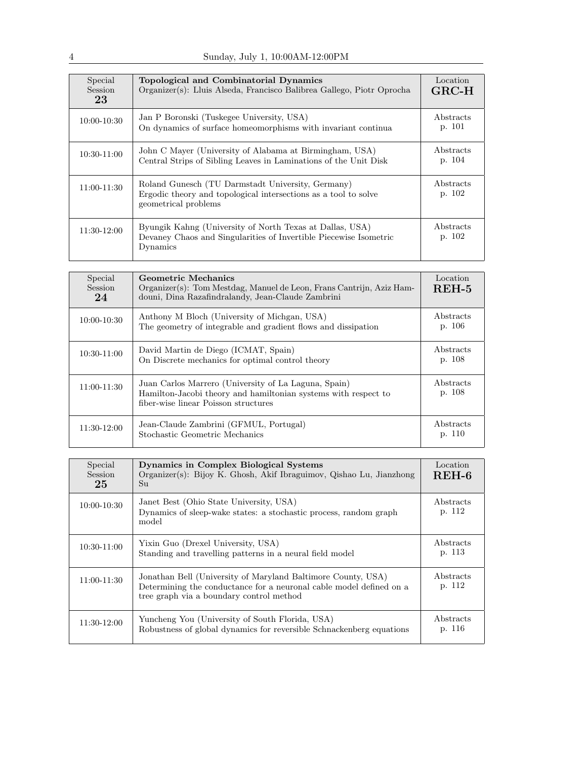| Special Session **23** | **Topological and Combinatorial Dynamics** Organizer(s): Lluis Alseda, Francisco Balibrea Gallego, Piotr Oprocha | Location **GRC-H** |
|---|---|---|
| 10:00-10:30 | Jan P Boronski (Tuskegee University, USA) On dynamics of surface homeomorphisms with invariant continua | Abstracts p. 101 |
| 10:30-11:00 | John C Mayer (University of Alabama at Birmingham, USA) Central Strips of Sibling Leaves in Laminations of the Unit Disk | Abstracts p. 104 |
| 11:00-11:30 | Roland Gunesch (TU Darmstadt University, Germany) Ergodic theory and topological intersections as a tool to solve geometrical problems | Abstracts p. 102 |
| 11:30-12:00 | Byungik Kahng (University of North Texas at Dallas, USA) Devaney Chaos and Singularities of Invertible Piecewise Isometric Dynamics | Abstracts p. 102 |

| Special Session **24** | **Geometric Mechanics** Organizer(s): Tom Mestdag, Manuel de Leon, Frans Cantrijn, Aziz Hamdouni, Dina Razafindralandy, Jean-Claude Zambrini | Location **REH-5** |
|---|---|---|
| 10:00-10:30 | Anthony M Bloch (University of Michgan, USA) The geometry of integrable and gradient flows and dissipation | Abstracts p. 106 |
| 10:30-11:00 | David Martin de Diego (ICMAT, Spain) On Discrete mechanics for optimal control theory | Abstracts p. 108 |
| 11:00-11:30 | Juan Carlos Marrero (University of La Laguna, Spain) Hamilton-Jacobi theory and hamiltonian systems with respect to fiber-wise linear Poisson structures | Abstracts p. 108 |
| 11:30-12:00 | Jean-Claude Zambrini (GFMUL, Portugal) Stochastic Geometric Mechanics | Abstracts p. 110 |

| Special Session **25** | **Dynamics in Complex Biological Systems** Organizer(s): Bijoy K. Ghosh, Akif Ibraguimov, Qishao Lu, Jianzhong Su | Location **REH-6** |
|---|---|---|
| 10:00-10:30 | Janet Best (Ohio State University, USA) Dynamics of sleep-wake states: a stochastic process, random graph model | Abstracts p. 112 |
| 10:30-11:00 | Yixin Guo (Drexel University, USA) Standing and travelling patterns in a neural field model | Abstracts p. 113 |
| 11:00-11:30 | Jonathan Bell (University of Maryland Baltimore County, USA) Determining the conductance for a neuronal cable model defined on a tree graph via a boundary control method | Abstracts p. 112 |
| 11:30-12:00 | Yuncheng You (University of South Florida, USA) Robustness of global dynamics for reversible Schnackenberg equations | Abstracts p. 116 |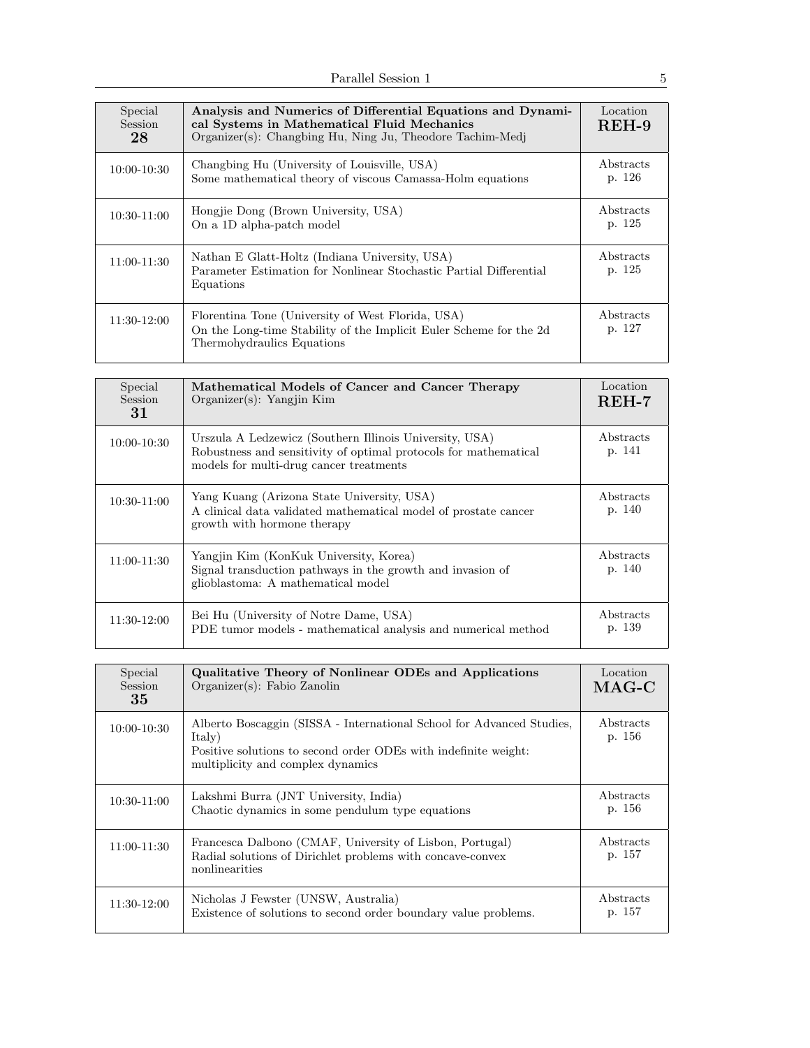| Special Session 28 | **Analysis and Numerics of Differential Equations and Dynamical Systems in Mathematical Fluid Mechanics** Organizer(s): Changbing Hu, Ning Ju, Theodore Tachim-Medj | Location **REH-9** |
|---|---|---|
| 10:00-10:30 | Changbing Hu (University of Louisville, USA) Some mathematical theory of viscous Camassa-Holm equations | Abstracts p. 126 |
| 10:30-11:00 | Hongjie Dong (Brown University, USA) On a 1D alpha-patch model | Abstracts p. 125 |
| 11:00-11:30 | Nathan E Glatt-Holtz (Indiana University, USA) Parameter Estimation for Nonlinear Stochastic Partial Differential Equations | Abstracts p. 125 |
| 11:30-12:00 | Florentina Tone (University of West Florida, USA) On the Long-time Stability of the Implicit Euler Scheme for the 2d Thermohydraulics Equations | Abstracts p. 127 |

| Special Session 31 | **Mathematical Models of Cancer and Cancer Therapy** Organizer(s): Yangjin Kim | Location **REH-7** |
|---|---|---|
| 10:00-10:30 | Urszula A Ledzewicz (Southern Illinois University, USA) Robustness and sensitivity of optimal protocols for mathematical models for multi-drug cancer treatments | Abstracts p. 141 |
| 10:30-11:00 | Yang Kuang (Arizona State University, USA) A clinical data validated mathematical model of prostate cancer growth with hormone therapy | Abstracts p. 140 |
| 11:00-11:30 | Yangjin Kim (KonKuk University, Korea) Signal transduction pathways in the growth and invasion of glioblastoma: A mathematical model | Abstracts p. 140 |
| 11:30-12:00 | Bei Hu (University of Notre Dame, USA) PDE tumor models - mathematical analysis and numerical method | Abstracts p. 139 |

| Special Session 35 | **Qualitative Theory of Nonlinear ODEs and Applications** Organizer(s): Fabio Zanolin | Location **MAG-C** |
|---|---|---|
| 10:00-10:30 | Alberto Boscaggin (SISSA - International School for Advanced Studies, Italy) Positive solutions to second order ODEs with indefinite weight: multiplicity and complex dynamics | Abstracts p. 156 |
| 10:30-11:00 | Lakshmi Burra (JNT University, India) Chaotic dynamics in some pendulum type equations | Abstracts p. 156 |
| 11:00-11:30 | Francesca Dalbono (CMAF, University of Lisbon, Portugal) Radial solutions of Dirichlet problems with concave-convex nonlinearities | Abstracts p. 157 |
| 11:30-12:00 | Nicholas J Fewster (UNSW, Australia) Existence of solutions to second order boundary value problems. | Abstracts p. 157 |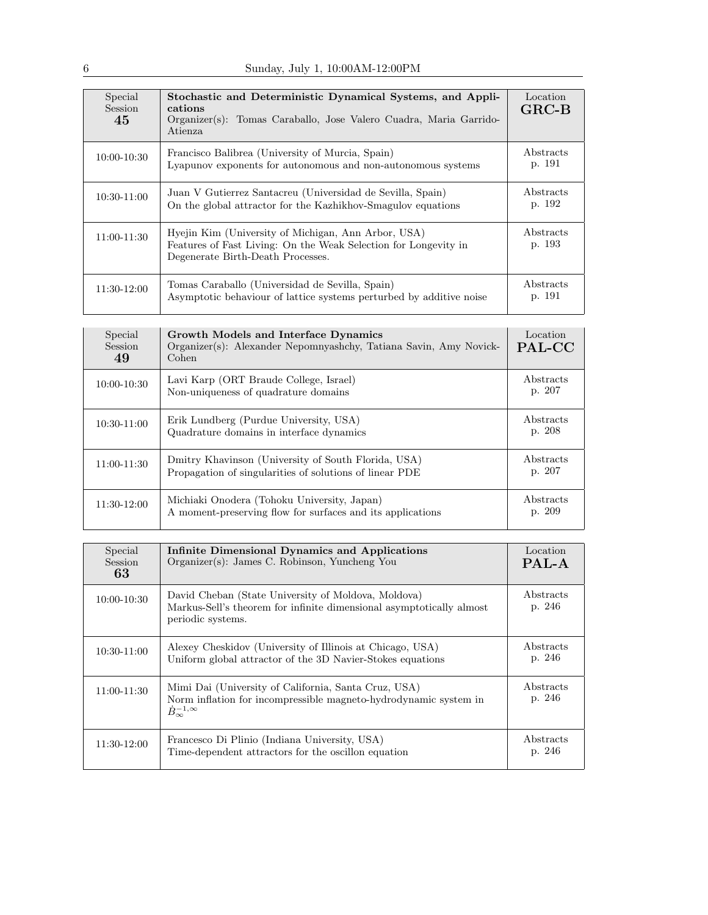| Special Session 45 | **Stochastic and Deterministic Dynamical Systems, and Applications**<br>Organizer(s): Tomas Caraballo, Jose Valero Cuadra, Maria Garrido-Atienza | Location **GRC-B** |
|---|---|---|
| 10:00-10:30 | Francisco Balibrea (University of Murcia, Spain)<br>Lyapunov exponents for autonomous and non-autonomous systems | Abstracts p. 191 |
| 10:30-11:00 | Juan V Gutierrez Santacreu (Universidad de Sevilla, Spain)<br>On the global attractor for the Kazhikhov-Smagulov equations | Abstracts p. 192 |
| 11:00-11:30 | Hyejin Kim (University of Michigan, Ann Arbor, USA)<br>Features of Fast Living: On the Weak Selection for Longevity in Degenerate Birth-Death Processes. | Abstracts p. 193 |
| 11:30-12:00 | Tomas Caraballo (Universidad de Sevilla, Spain)<br>Asymptotic behaviour of lattice systems perturbed by additive noise | Abstracts p. 191 |

| Special Session 49 | **Growth Models and Interface Dynamics**<br>Organizer(s): Alexander Nepomnyashchy, Tatiana Savin, Amy Novick-Cohen | Location **PAL-CC** |
|---|---|---|
| 10:00-10:30 | Lavi Karp (ORT Braude College, Israel)<br>Non-uniqueness of quadrature domains | Abstracts p. 207 |
| 10:30-11:00 | Erik Lundberg (Purdue University, USA)<br>Quadrature domains in interface dynamics | Abstracts p. 208 |
| 11:00-11:30 | Dmitry Khavinson (University of South Florida, USA)<br>Propagation of singularities of solutions of linear PDE | Abstracts p. 207 |
| 11:30-12:00 | Michiaki Onodera (Tohoku University, Japan)<br>A moment-preserving flow for surfaces and its applications | Abstracts p. 209 |

| Special Session 63 | **Infinite Dimensional Dynamics and Applications**<br>Organizer(s): James C. Robinson, Yuncheng You | Location **PAL-A** |
|---|---|---|
| 10:00-10:30 | David Cheban (State University of Moldova, Moldova)<br>Markus-Sell's theorem for infinite dimensional asymptotically almost periodic systems. | Abstracts p. 246 |
| 10:30-11:00 | Alexey Cheskidov (University of Illinois at Chicago, USA)<br>Uniform global attractor of the 3D Navier-Stokes equations | Abstracts p. 246 |
| 11:00-11:30 | Mimi Dai (University of California, Santa Cruz, USA)<br>Norm inflation for incompressible magneto-hydrodynamic system in $\dot{B}_{\infty}^{-1,\infty}$ | Abstracts p. 246 |
| 11:30-12:00 | Francesco Di Plinio (Indiana University, USA)<br>Time-dependent attractors for the oscillon equation | Abstracts p. 246 |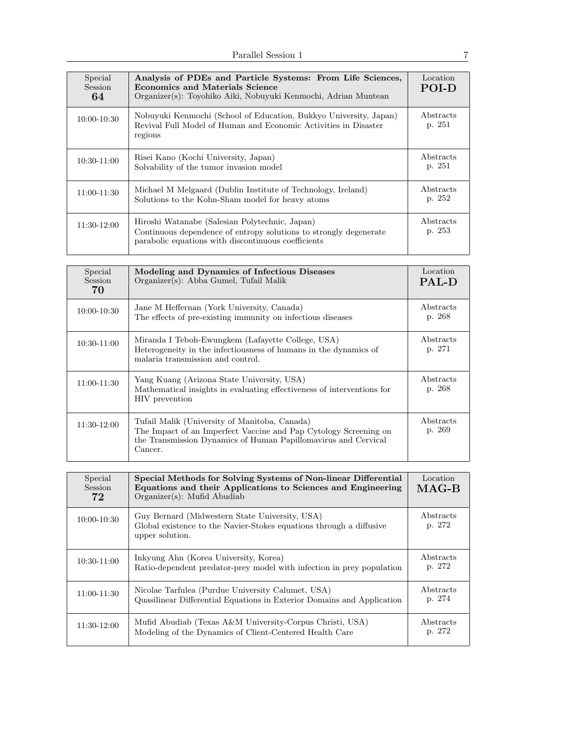| Special Session 64 | **Analysis of PDEs and Particle Systems: From Life Sciences, Economics and Materials Science**<br>Organizer(s): Toyohiko Aiki, Nobuyuki Kenmochi, Adrian Muntean | Location **POI-D** |
|---|---|---|
| 10:00-10:30 | Nobuyuki Kenmochi (School of Education, Bukkyo University, Japan)<br>Revival Full Model of Human and Economic Activities in Disaster regions | Abstracts p. 251 |
| 10:30-11:00 | Risei Kano (Kochi University, Japan)<br>Solvability of the tumor invasion model | Abstracts p. 251 |
| 11:00-11:30 | Michael M Melgaard (Dublin Institute of Technology, Ireland)<br>Solutions to the Kohn-Sham model for heavy atoms | Abstracts p. 252 |
| 11:30-12:00 | Hiroshi Watanabe (Salesian Polytechnic, Japan)<br>Continuous dependence of entropy solutions to strongly degenerate parabolic equations with discontinuous coefficients | Abstracts p. 253 |

| Special Session 70 | **Modeling and Dynamics of Infectious Diseases**<br>Organizer(s): Abba Gumel, Tufail Malik | Location **PAL-D** |
|---|---|---|
| 10:00-10:30 | Jane M Heffernan (York University, Canada)<br>The effects of pre-existing immunity on infectious diseases | Abstracts p. 268 |
| 10:30-11:00 | Miranda I Teboh-Ewungkem (Lafayette College, USA)<br>Heterogeneity in the infectiousness of humans in the dynamics of malaria transmission and control. | Abstracts p. 271 |
| 11:00-11:30 | Yang Kuang (Arizona State University, USA)<br>Mathematical insights in evaluating effectiveness of interventions for HIV prevention | Abstracts p. 268 |
| 11:30-12:00 | Tufail Malik (University of Manitoba, Canada)<br>The Impact of an Imperfect Vaccine and Pap Cytology Screening on the Transmission Dynamics of Human Papillomavirus and Cervical Cancer. | Abstracts p. 269 |

| Special Session 72 | **Special Methods for Solving Systems of Non-linear Differential Equations and their Applications to Sciences and Engineering**<br>Organizer(s): Mufid Abudiab | Location **MAG-B** |
|---|---|---|
| 10:00-10:30 | Guy Bernard (Midwestern State University, USA)<br>Global existence to the Navier-Stokes equations through a diffusive upper solution. | Abstracts p. 272 |
| 10:30-11:00 | Inkyung Ahn (Korea University, Korea)<br>Ratio-dependent predator-prey model with infection in prey population | Abstracts p. 272 |
| 11:00-11:30 | Nicolae Tarfulea (Purdue University Calumet, USA)<br>Quasilinear Differential Equations in Exterior Domains and Application | Abstracts p. 274 |
| 11:30-12:00 | Mufid Abudiab (Texas A&M University-Corpus Christi, USA)<br>Modeling of the Dynamics of Client-Centered Health Care | Abstracts p. 272 |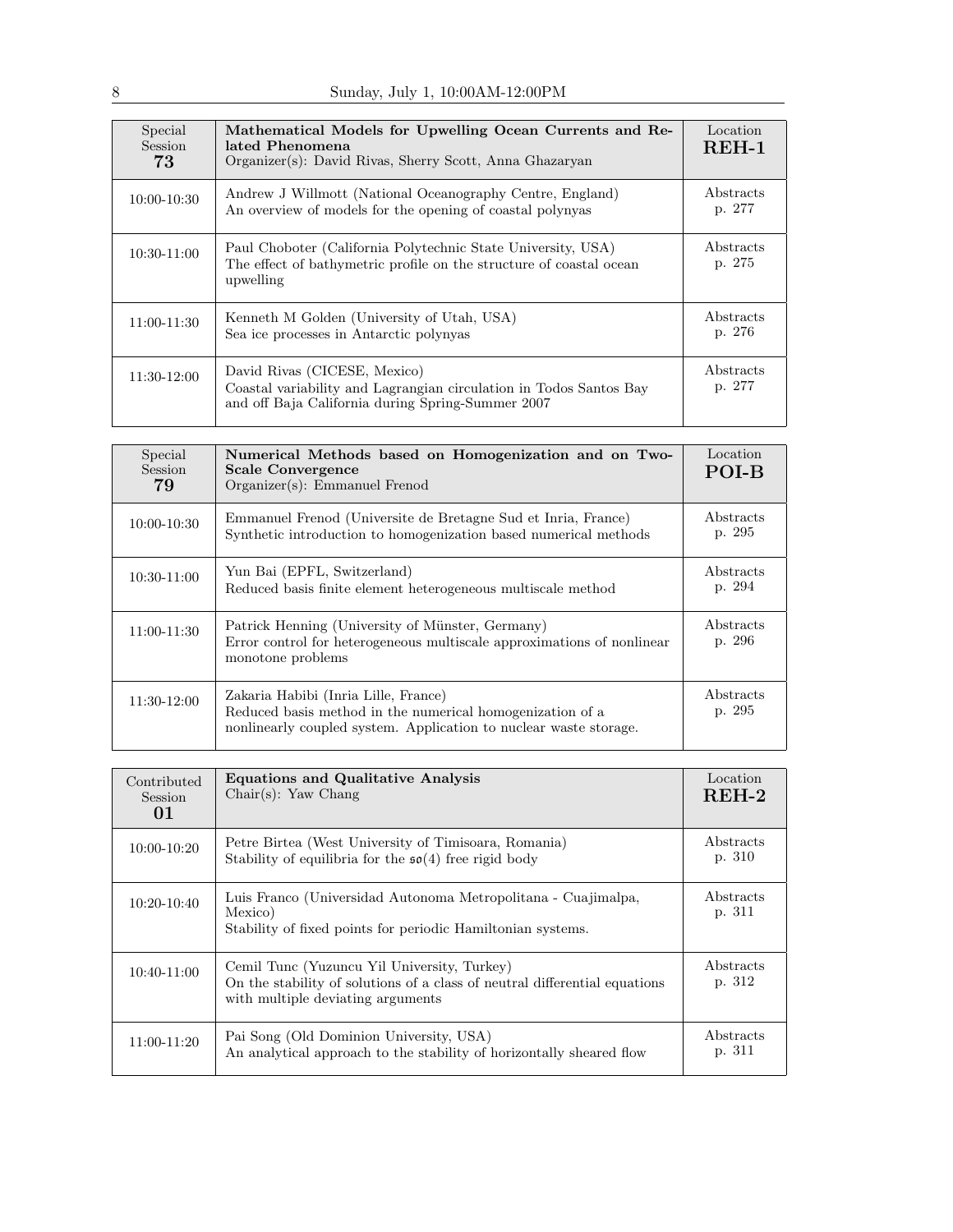## Sunday, July 1, 10:00AM-12:00PM

| Special Session **73** | **Mathematical Models for Upwelling Ocean Currents and Related Phenomena** Organizer(s): David Rivas, Sherry Scott, Anna Ghazaryan | Location **REH-1** |
|---|---|---|
| 10:00-10:30 | Andrew J Willmott (National Oceanography Centre, England) An overview of models for the opening of coastal polynyas | Abstracts p. 277 |
| 10:30-11:00 | Paul Choboter (California Polytechnic State University, USA) The effect of bathymetric profile on the structure of coastal ocean upwelling | Abstracts p. 275 |
| 11:00-11:30 | Kenneth M Golden (University of Utah, USA) Sea ice processes in Antarctic polynyas | Abstracts p. 276 |
| 11:30-12:00 | David Rivas (CICESE, Mexico) Coastal variability and Lagrangian circulation in Todos Santos Bay and off Baja California during Spring-Summer 2007 | Abstracts p. 277 |

| Special Session **79** | **Numerical Methods based on Homogenization and on Two-Scale Convergence** Organizer(s): Emmanuel Frenod | Location **POI-B** |
|---|---|---|
| 10:00-10:30 | Emmanuel Frenod (Universite de Bretagne Sud et Inria, France) Synthetic introduction to homogenization based numerical methods | Abstracts p. 295 |
| 10:30-11:00 | Yun Bai (EPFL, Switzerland) Reduced basis finite element heterogeneous multiscale method | Abstracts p. 294 |
| 11:00-11:30 | Patrick Henning (University of Münster, Germany) Error control for heterogeneous multiscale approximations of nonlinear monotone problems | Abstracts p. 296 |
| 11:30-12:00 | Zakaria Habibi (Inria Lille, France) Reduced basis method in the numerical homogenization of a nonlinearly coupled system. Application to nuclear waste storage. | Abstracts p. 295 |

| Contributed Session **01** | **Equations and Qualitative Analysis** Chair(s): Yaw Chang | Location **REH-2** |
|---|---|---|
| 10:00-10:20 | Petre Birtea (West University of Timisoara, Romania) Stability of equilibria for the $\mathfrak{so}(4)$ free rigid body | Abstracts p. 310 |
| 10:20-10:40 | Luis Franco (Universidad Autonoma Metropolitana - Cuajimalpa, Mexico) Stability of fixed points for periodic Hamiltonian systems. | Abstracts p. 311 |
| 10:40-11:00 | Cemil Tunc (Yuzuncu Yil University, Turkey) On the stability of solutions of a class of neutral differential equations with multiple deviating arguments | Abstracts p. 312 |
| 11:00-11:20 | Pai Song (Old Dominion University, USA) An analytical approach to the stability of horizontally sheared flow | Abstracts p. 311 |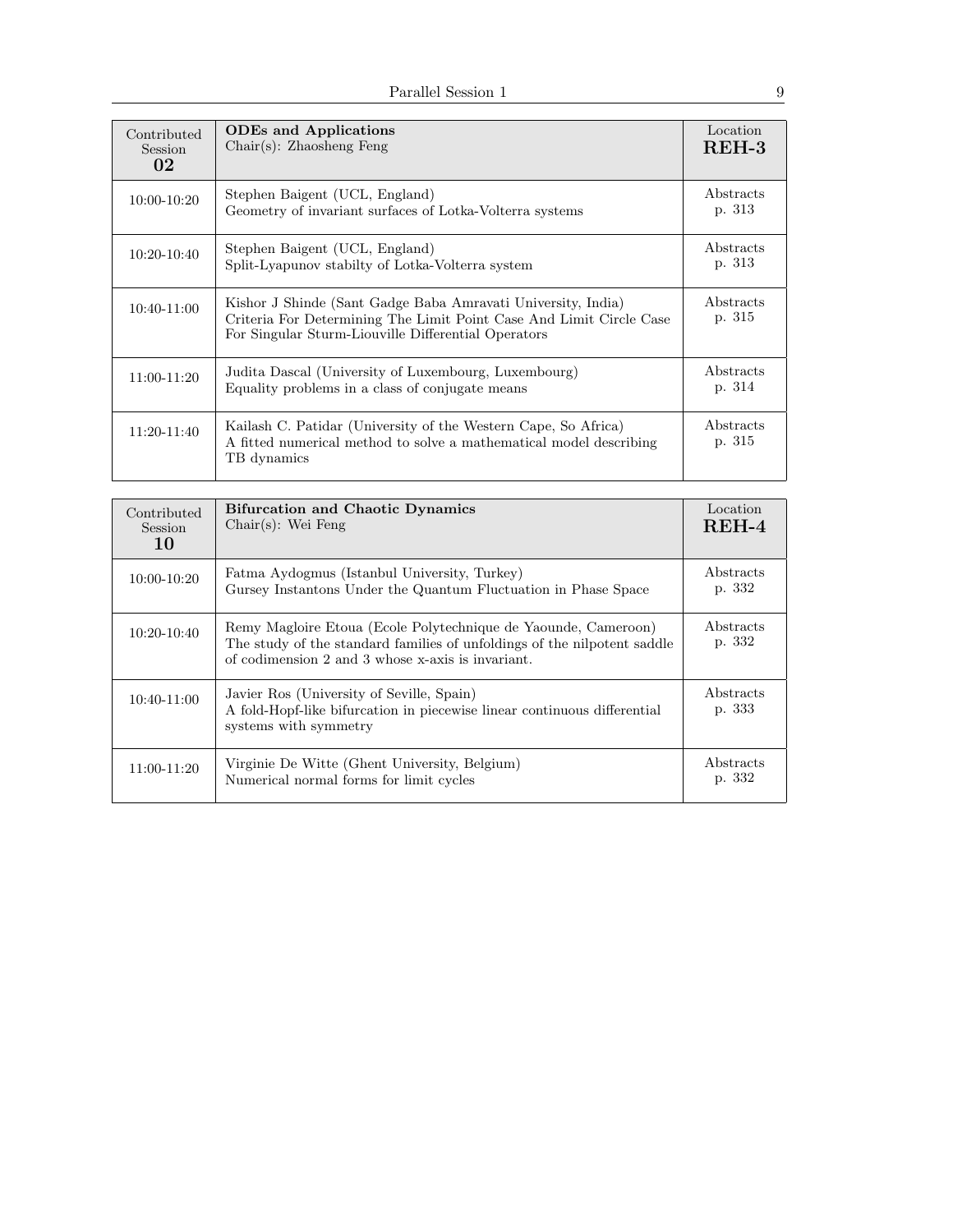| Contributed Session **02** | **ODEs and Applications** Chair(s): Zhaosheng Feng | Location **REH-3** |
|---|---|---|
| 10:00-10:20 | Stephen Baigent (UCL, England) Geometry of invariant surfaces of Lotka-Volterra systems | Abstracts p. 313 |
| 10:20-10:40 | Stephen Baigent (UCL, England) Split-Lyapunov stabilty of Lotka-Volterra system | Abstracts p. 313 |
| 10:40-11:00 | Kishor J Shinde (Sant Gadge Baba Amravati University, India) Criteria For Determining The Limit Point Case And Limit Circle Case For Singular Sturm-Liouville Differential Operators | Abstracts p. 315 |
| 11:00-11:20 | Judita Dascal (University of Luxembourg, Luxembourg) Equality problems in a class of conjugate means | Abstracts p. 314 |
| 11:20-11:40 | Kailash C. Patidar (University of the Western Cape, So Africa) A fitted numerical method to solve a mathematical model describing TB dynamics | Abstracts p. 315 |

| Contributed Session **10** | **Bifurcation and Chaotic Dynamics** Chair(s): Wei Feng | Location **REH-4** |
|---|---|---|
| 10:00-10:20 | Fatma Aydogmus (Istanbul University, Turkey) Gursey Instantons Under the Quantum Fluctuation in Phase Space | Abstracts p. 332 |
| 10:20-10:40 | Remy Magloire Etoua (Ecole Polytechnique de Yaounde, Cameroon) The study of the standard families of unfoldings of the nilpotent saddle of codimension 2 and 3 whose x-axis is invariant. | Abstracts p. 332 |
| 10:40-11:00 | Javier Ros (University of Seville, Spain) A fold-Hopf-like bifurcation in piecewise linear continuous differential systems with symmetry | Abstracts p. 333 |
| 11:00-11:20 | Virginie De Witte (Ghent University, Belgium) Numerical normal forms for limit cycles | Abstracts p. 332 |